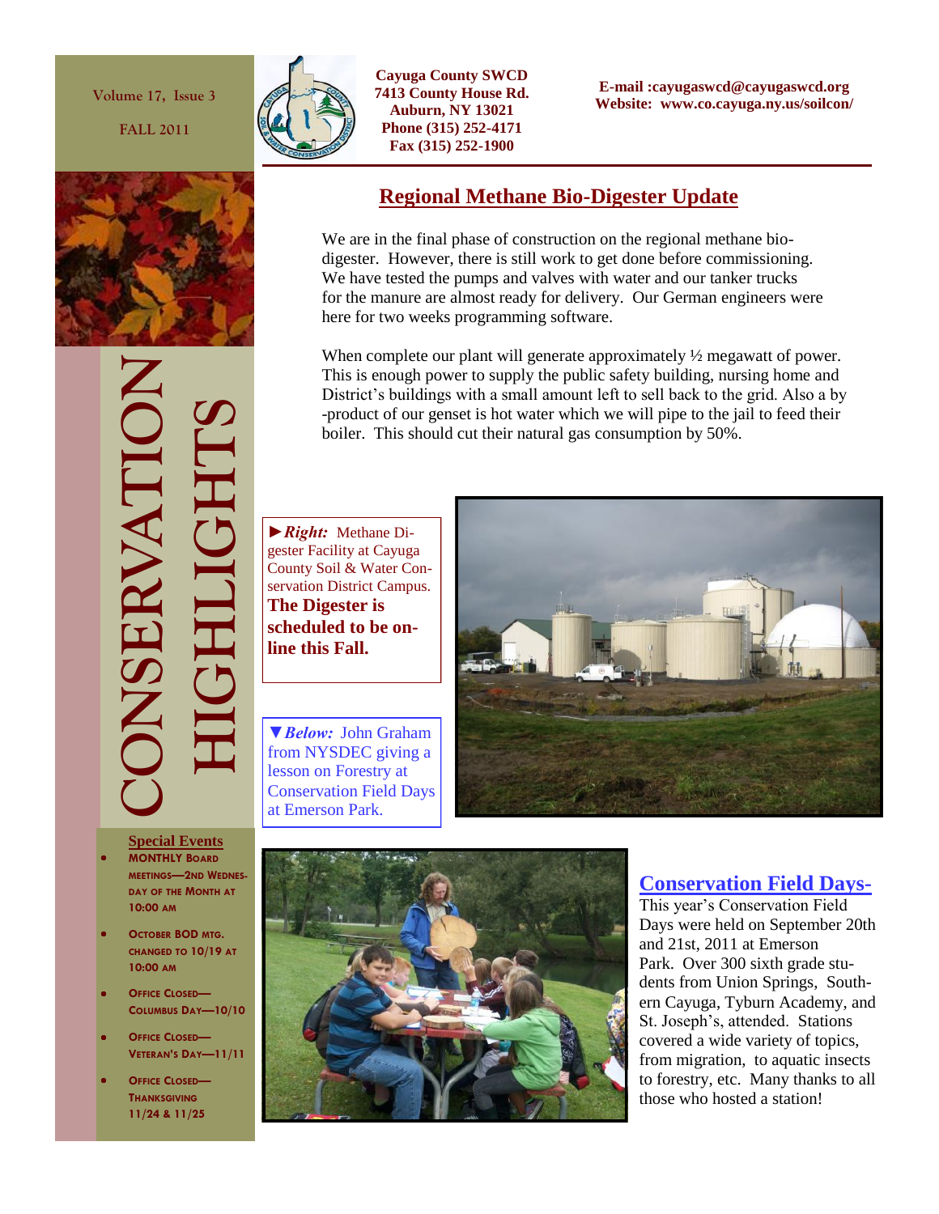Volume 17, Issue 3

FALL 2011

**Cayuga County SWCD**
**7413 County House Rd.**
**Auburn, NY 13021**
**Phone (315) 252-4171**
**Fax (315) 252-1900**

**E-mail :cayugaswcd@cayugaswcd.org**
**Website: www.co.cayuga.ny.us/soilcon/**

# CONSERVATION HIGHLIGHTS

## Regional Methane Bio-Digester Update

We are in the final phase of construction on the regional methane bio-digester. However, there is still work to get done before commissioning. We have tested the pumps and valves with water and our tanker trucks for the manure are almost ready for delivery. Our German engineers were here for two weeks programming software.

When complete our plant will generate approximately ½ megawatt of power. This is enough power to supply the public safety building, nursing home and District's buildings with a small amount left to sell back to the grid. Also a by-product of our genset is hot water which we will pipe to the jail to feed their boiler. This should cut their natural gas consumption by 50%.

►***Right:*** Methane Digester Facility at Cayuga County Soil & Water Conservation District Campus. **The Digester is scheduled to be on-line this Fall.**

▼***Below:*** John Graham from NYSDEC giving a lesson on Forestry at Conservation Field Days at Emerson Park.

## Conservation Field Days-

This year's Conservation Field Days were held on September 20th and 21st, 2011 at Emerson Park. Over 300 sixth grade students from Union Springs, Southern Cayuga, Tyburn Academy, and St. Joseph's, attended. Stations covered a wide variety of topics, from migration, to aquatic insects to forestry, etc. Many thanks to all those who hosted a station!

### Special Events

- **Monthly Board Meetings—2nd Wednesday of the Month at 10:00 AM**
- **October BOD Mtg. changed to 10/19 at 10:00 AM**
- **Office Closed—Columbus Day—10/10**
- **Office Closed—Veteran's Day—11/11**
- **Office Closed—Thanksgiving 11/24 & 11/25**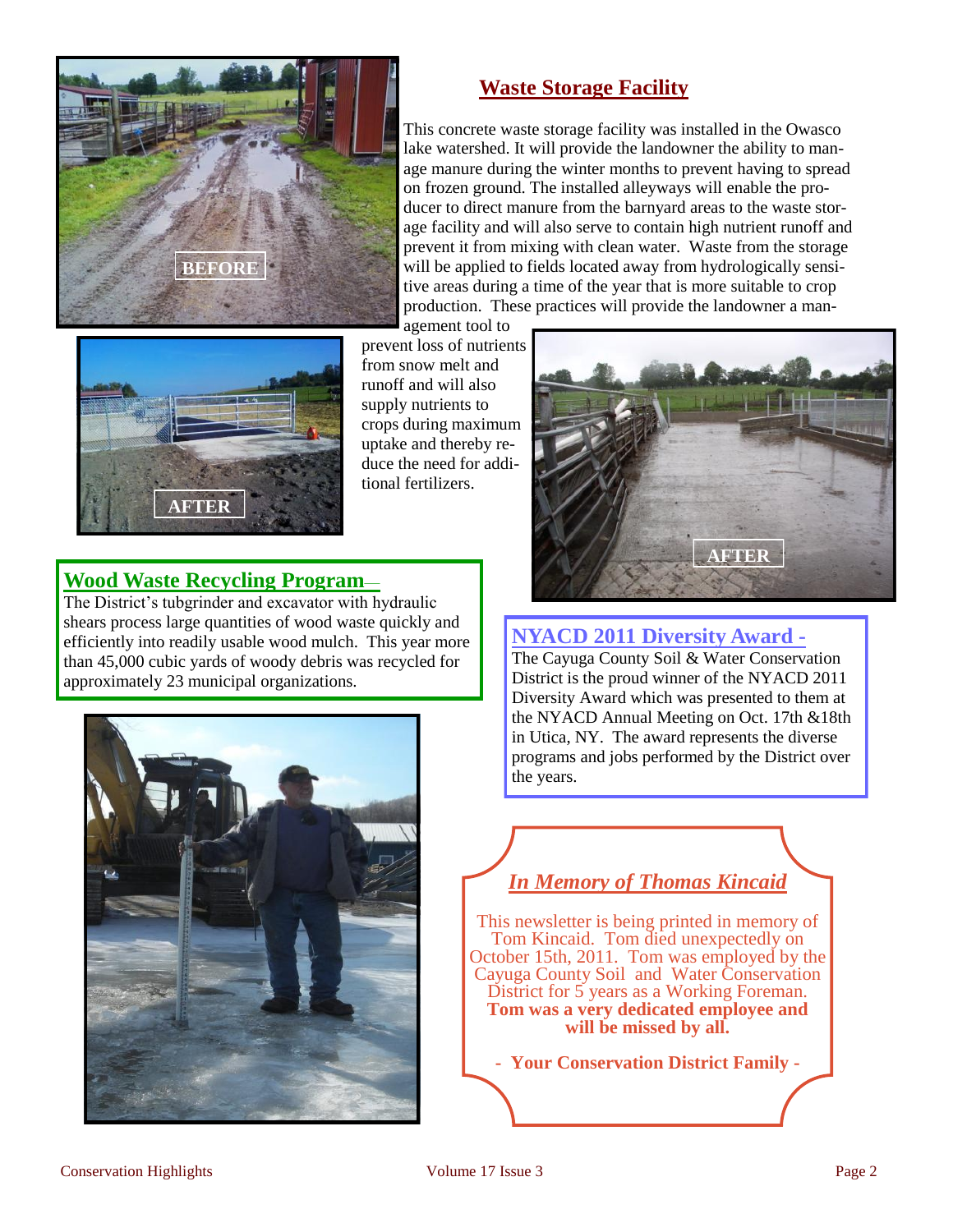BEFORE

## Waste Storage Facility

This concrete waste storage facility was installed in the Owasco lake watershed. It will provide the landowner the ability to manage manure during the winter months to prevent having to spread on frozen ground. The installed alleyways will enable the producer to direct manure from the barnyard areas to the waste storage facility and will also serve to contain high nutrient runoff and prevent it from mixing with clean water. Waste from the storage will be applied to fields located away from hydrologically sensitive areas during a time of the year that is more suitable to crop production. These practices will provide the landowner a management tool to prevent loss of nutrients from snow melt and runoff and will also supply nutrients to crops during maximum uptake and thereby reduce the need for additional fertilizers.

AFTER

AFTER

## Wood Waste Recycling Program—

The District's tubgrinder and excavator with hydraulic shears process large quantities of wood waste quickly and efficiently into readily usable wood mulch. This year more than 45,000 cubic yards of woody debris was recycled for approximately 23 municipal organizations.

## NYACD 2011 Diversity Award -

The Cayuga County Soil & Water Conservation District is the proud winner of the NYACD 2011 Diversity Award which was presented to them at the NYACD Annual Meeting on Oct. 17th &18th in Utica, NY. The award represents the diverse programs and jobs performed by the District over the years.

## *In Memory of Thomas Kincaid*

This newsletter is being printed in memory of Tom Kincaid. Tom died unexpectedly on October 15th, 2011. Tom was employed by the Cayuga County Soil and Water Conservation District for 5 years as a Working Foreman. **Tom was a very dedicated employee and will be missed by all.**

**- Your Conservation District Family -**